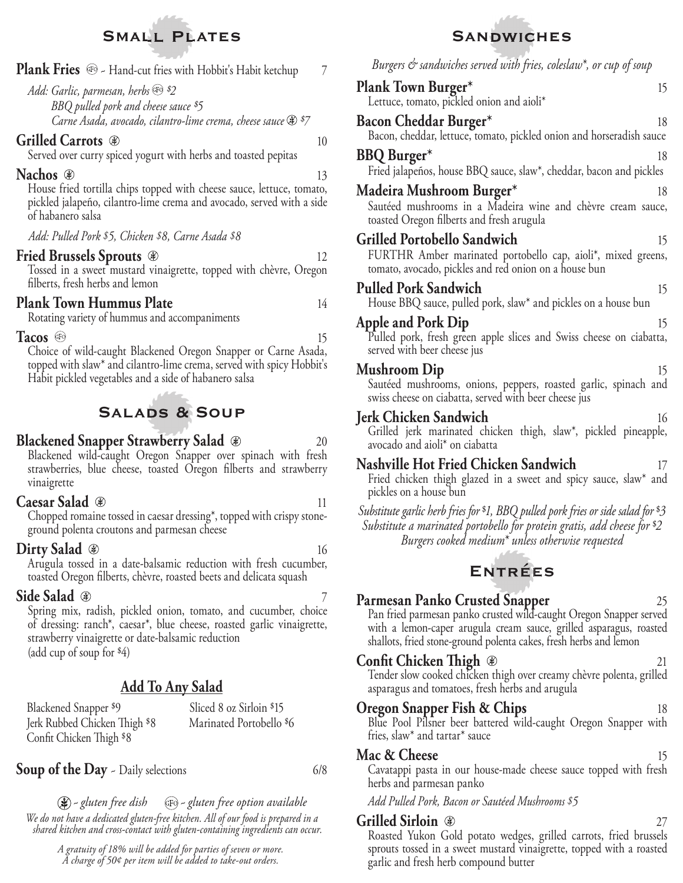## Small Plates

**Plank Fries** (GFO) - Hand-cut fries with Hobbit's Habit ketchup 7

*Add: Garlic, parmesan, herbs (GFO) $2*
*BBQ pulled pork and cheese sauce $5*
*Carne Asada, avocado, cilantro-lime crema, cheese sauce (GF) $7*

**Grilled Carrots** (GF) 10
Served over curry spiced yogurt with herbs and toasted pepitas

**Nachos** (GF) 13
House fried tortilla chips topped with cheese sauce, lettuce, tomato, pickled jalapeño, cilantro-lime crema and avocado, served with a side of habanero salsa

*Add: Pulled Pork $5, Chicken $8, Carne Asada $8*

**Fried Brussels Sprouts** (GF) 12
Tossed in a sweet mustard vinaigrette, topped with chèvre, Oregon filberts, fresh herbs and lemon

**Plank Town Hummus Plate** 14
Rotating variety of hummus and accompaniments

**Tacos** (GFO) 15
Choice of wild-caught Blackened Oregon Snapper or Carne Asada, topped with slaw* and cilantro-lime crema, served with spicy Hobbit's Habit pickled vegetables and a side of habanero salsa

## Salads & Soup

**Blackened Snapper Strawberry Salad** (GF) 20
Blackened wild-caught Oregon Snapper over spinach with fresh strawberries, blue cheese, toasted Oregon filberts and strawberry vinaigrette

**Caesar Salad** (GF) 11
Chopped romaine tossed in caesar dressing*, topped with crispy stone-ground polenta croutons and parmesan cheese

**Dirty Salad** (GF) 16
Arugula tossed in a date-balsamic reduction with fresh cucumber, toasted Oregon filberts, chèvre, roasted beets and delicata squash

**Side Salad** (GF) 7
Spring mix, radish, pickled onion, tomato, and cucumber, choice of dressing: ranch*, caesar*, blue cheese, roasted garlic vinaigrette, strawberry vinaigrette or date-balsamic reduction
(add cup of soup for $4)

### Add To Any Salad

Blackened Snapper $9
Jerk Rubbed Chicken Thigh $8
Confit Chicken Thigh $8
Sliced 8 oz Sirloin $15
Marinated Portobello $6

**Soup of the Day** - Daily selections 6/8

*(GF) - gluten free dish (GFO) - gluten free option available*
*We do not have a dedicated gluten-free kitchen. All of our food is prepared in a shared kitchen and cross-contact with gluten-containing ingredients can occur.*

*A gratuity of 18% will be added for parties of seven or more.*
*A charge of 50¢ per item will be added to take-out orders.*

## Sandwiches

*Burgers & sandwiches served with fries, coleslaw*, or cup of soup*

**Plank Town Burger*** 15
Lettuce, tomato, pickled onion and aioli*

**Bacon Cheddar Burger*** 18
Bacon, cheddar, lettuce, tomato, pickled onion and horseradish sauce

**BBQ Burger*** 18
Fried jalapeños, house BBQ sauce, slaw*, cheddar, bacon and pickles

**Madeira Mushroom Burger*** 18
Sautéed mushrooms in a Madeira wine and chèvre cream sauce, toasted Oregon filberts and fresh arugula

**Grilled Portobello Sandwich** 15
FURTHR Amber marinated portobello cap, aioli*, mixed greens, tomato, avocado, pickles and red onion on a house bun

**Pulled Pork Sandwich** 15
House BBQ sauce, pulled pork, slaw* and pickles on a house bun

**Apple and Pork Dip** 15
Pulled pork, fresh green apple slices and Swiss cheese on ciabatta, served with beer cheese jus

**Mushroom Dip** 15
Sautéed mushrooms, onions, peppers, roasted garlic, spinach and swiss cheese on ciabatta, served with beer cheese jus

**Jerk Chicken Sandwich** 16
Grilled jerk marinated chicken thigh, slaw*, pickled pineapple, avocado and aioli* on ciabatta

**Nashville Hot Fried Chicken Sandwich** 17
Fried chicken thigh glazed in a sweet and spicy sauce, slaw* and pickles on a house bun

*Substitute garlic herb fries for $1, BBQ pulled pork fries or side salad for $3*
*Substitute a marinated portobello for protein gratis, add cheese for $2*
*Burgers cooked medium* unless otherwise requested*

## Entrées

**Parmesan Panko Crusted Snapper** 25
Pan fried parmesan panko crusted wild-caught Oregon Snapper served with a lemon-caper arugula cream sauce, grilled asparagus, roasted shallots, fried stone-ground polenta cakes, fresh herbs and lemon

**Confit Chicken Thigh** (GF) 21
Tender slow cooked chicken thigh over creamy chèvre polenta, grilled asparagus and tomatoes, fresh herbs and arugula

**Oregon Snapper Fish & Chips** 18
Blue Pool Pilsner beer battered wild-caught Oregon Snapper with fries, slaw* and tartar* sauce

**Mac & Cheese** 15
Cavatappi pasta in our house-made cheese sauce topped with fresh herbs and parmesan panko

*Add Pulled Pork, Bacon or Sautéed Mushrooms $5*

**Grilled Sirloin** (GF) 27
Roasted Yukon Gold potato wedges, grilled carrots, fried brussels sprouts tossed in a sweet mustard vinaigrette, topped with a roasted garlic and fresh herb compound butter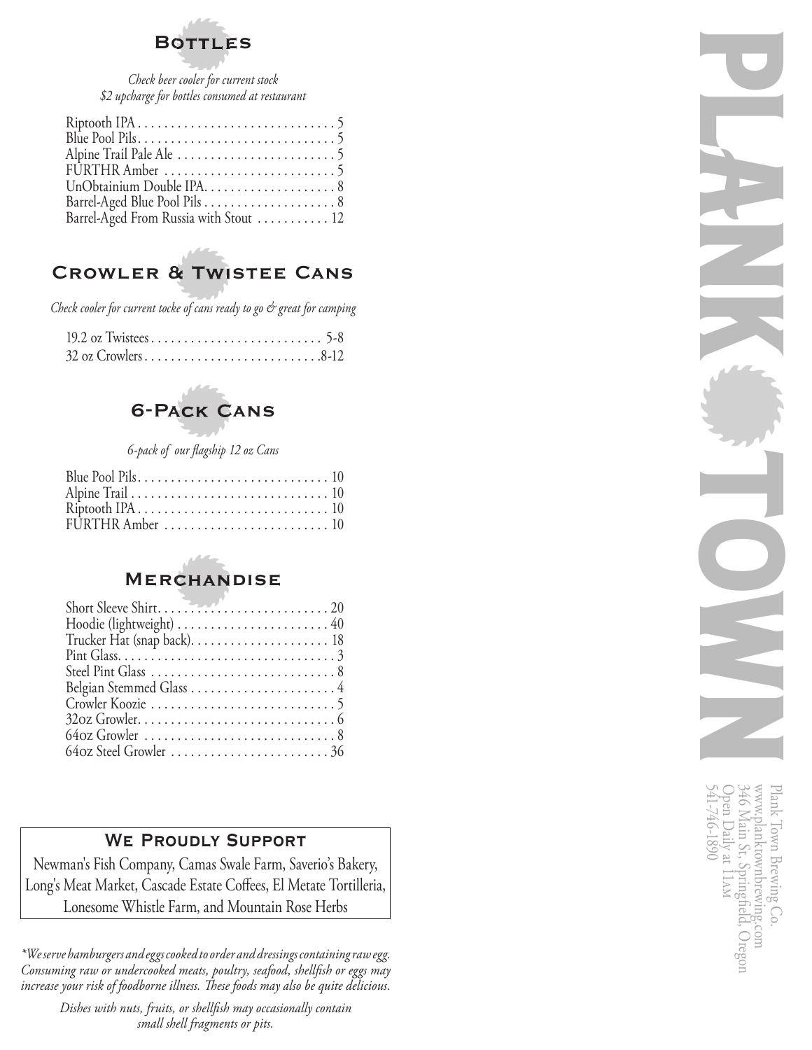## Bottles

*Check beer cooler for current stock*
*$2 upcharge for bottles consumed at restaurant*

| | |
|---|---|
| Riptooth IPA | 5 |
| Blue Pool Pils | 5 |
| Alpine Trail Pale Ale | 5 |
| FURTHR Amber | 5 |
| UnObtainium Double IPA | 8 |
| Barrel-Aged Blue Pool Pils | 8 |
| Barrel-Aged From Russia with Stout | 12 |

## Crowler & Twistee Cans

*Check cooler for current tocke of cans ready to go & great for camping*

| | |
|---|---|
| 19.2 oz Twistees | 5-8 |
| 32 oz Crowlers | 8-12 |

## 6-Pack Cans

*6-pack of our flagship 12 oz Cans*

| | |
|---|---|
| Blue Pool Pils | 10 |
| Alpine Trail | 10 |
| Riptooth IPA | 10 |
| FURTHR Amber | 10 |

## Merchandise

| | |
|---|---|
| Short Sleeve Shirt | 20 |
| Hoodie (lightweight) | 40 |
| Trucker Hat (snap back) | 18 |
| Pint Glass | 3 |
| Steel Pint Glass | 8 |
| Belgian Stemmed Glass | 4 |
| Crowler Koozie | 5 |
| 32oz Growler | 6 |
| 64oz Growler | 8 |
| 64oz Steel Growler | 36 |

## We Proudly Support

Newman's Fish Company, Camas Swale Farm, Saverio's Bakery, Long's Meat Market, Cascade Estate Coffees, El Metate Tortilleria, Lonesome Whistle Farm, and Mountain Rose Herbs

*\*We serve hamburgers and eggs cooked to order and dressings containing raw egg. Consuming raw or undercooked meats, poultry, seafood, shellfish or eggs may increase your risk of foodborne illness. These foods may also be quite delicious.*

*Dishes with nuts, fruits, or shellfish may occasionally contain small shell fragments or pits.*

# PLANK TOWN

Plank Town Brewing Co.
www.planktownbrewing.com
346 Main St, Springfield, Oregon
Open Daily at 11AM
541-746-1890